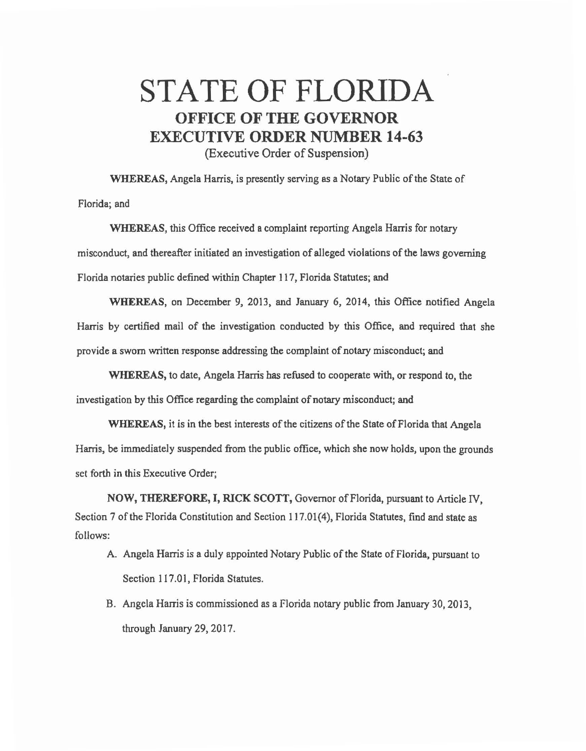# STATE OF FLORIDA

## OFFICE OF THE GOVERNOR

## EXECUTIVE ORDER NUMBER 14-63

(Executive Order of Suspension)

**WHEREAS,** Angela Harris, is presently serving as a Notary Public of the State of Florida; and

**WHEREAS,** this Office received a complaint reporting Angela Harris for notary misconduct, and thereafter initiated an investigation of alleged violations of the laws governing Florida notaries public defined within Chapter 117, Florida Statutes; and

**WHEREAS,** on December 9, 2013, and January 6, 2014, this Office notified Angela Harris by certified mail of the investigation conducted by this Office, and required that she provide a sworn written response addressing the complaint of notary misconduct; and

**WHEREAS,** to date, Angela Harris has refused to cooperate with, or respond to, the investigation by this Office regarding the complaint of notary misconduct; and

**WHEREAS,** it is in the best interests of the citizens of the State of Florida that Angela Harris, be immediately suspended from the public office, which she now holds, upon the grounds set forth in this Executive Order;

**NOW, THEREFORE, I, RICK SCOTT,** Governor of Florida, pursuant to Article IV, Section 7 of the Florida Constitution and Section 117.01(4), Florida Statutes, find and state as follows:

A. Angela Harris is a duly appointed Notary Public of the State of Florida, pursuant to Section 117.01, Florida Statutes.

B. Angela Harris is commissioned as a Florida notary public from January 30, 2013, through January 29, 2017.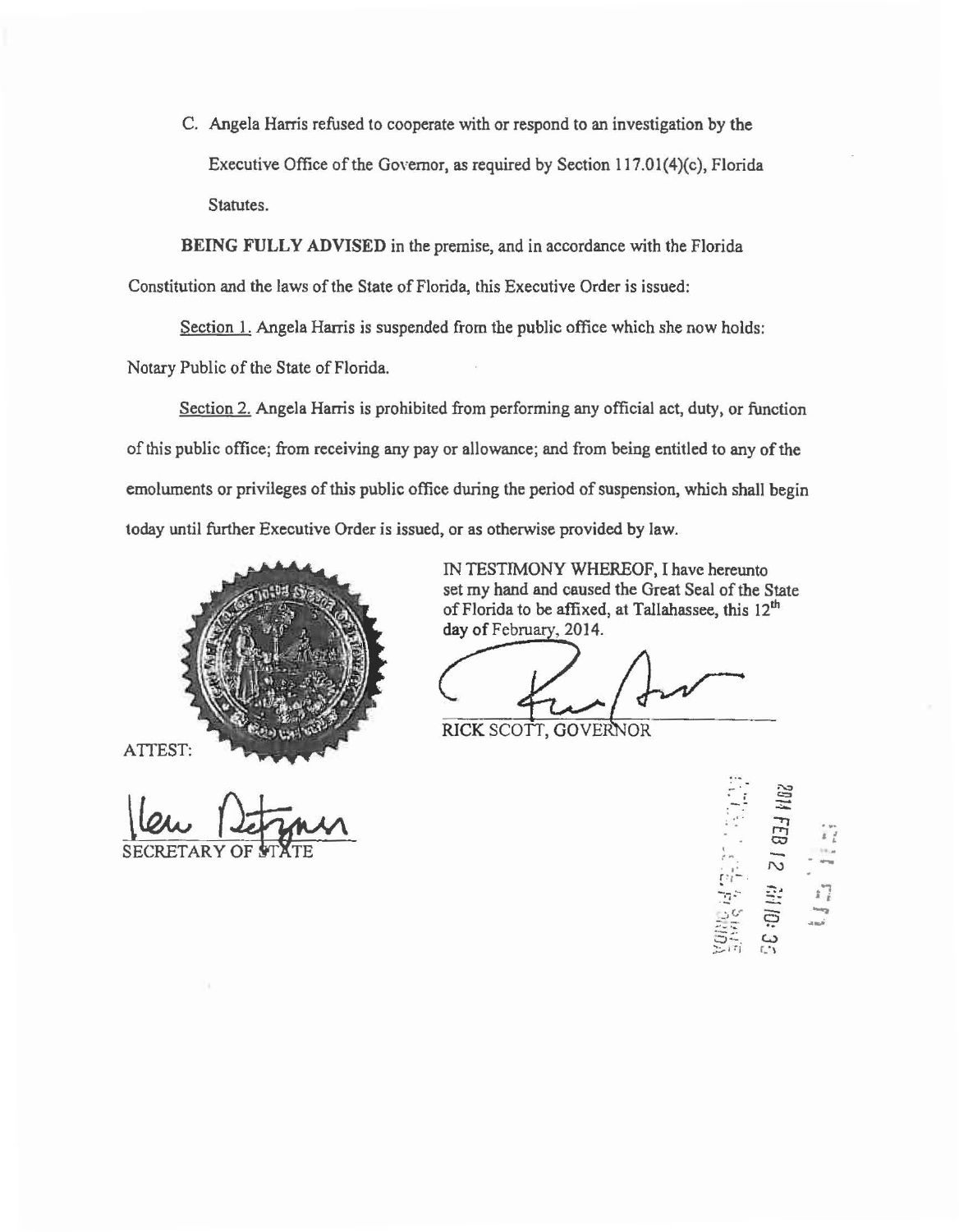C. Angela Harris refused to cooperate with or respond to an investigation by the Executive Office of the Governor, as required by Section 117.01(4)(c), Florida Statutes.

**BEING FULLY ADVISED** in the premise, and in accordance with the Florida Constitution and the laws of the State of Florida, this Executive Order is issued:

Section 1. Angela Harris is suspended from the public office which she now holds: Notary Public of the State of Florida.

Section 2. Angela Harris is prohibited from performing any official act, duty, or function of this public office; from receiving any pay or allowance; and from being entitled to any of the emoluments or privileges of this public office during the period of suspension, which shall begin today until further Executive Order is issued, or as otherwise provided by law.

IN TESTIMONY WHEREOF, I have hereunto set my hand and caused the Great Seal of the State of Florida to be affixed, at Tallahassee, this 12th day of February, 2014.

RICK SCOTT, GOVERNOR

ATTEST:

SECRETARY OF STATE

2014 FEB 12 AM 10: 35